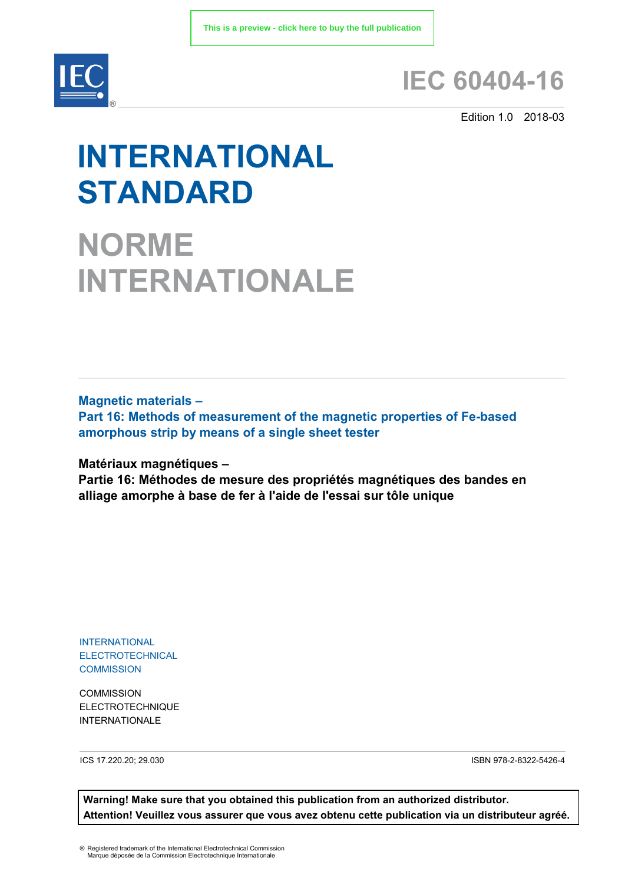This is a preview - click here to buy the full publication

# IEC 60404-16

Edition 1.0 2018-03

# INTERNATIONAL STANDARD

# NORME INTERNATIONALE

**Magnetic materials –**
**Part 16: Methods of measurement of the magnetic properties of Fe-based amorphous strip by means of a single sheet tester**

**Matériaux magnétiques –**
**Partie 16: Méthodes de mesure des propriétés magnétiques des bandes en alliage amorphe à base de fer à l'aide de l'essai sur tôle unique**

INTERNATIONAL
ELECTROTECHNICAL
COMMISSION

COMMISSION
ELECTROTECHNIQUE
INTERNATIONALE

ICS 17.220.20; 29.030

ISBN 978-2-8322-5426-4

**Warning! Make sure that you obtained this publication from an authorized distributor.**
**Attention! Veuillez vous assurer que vous avez obtenu cette publication via un distributeur agréé.**

® Registered trademark of the International Electrotechnical Commission
Marque déposée de la Commission Electrotechnique Internationale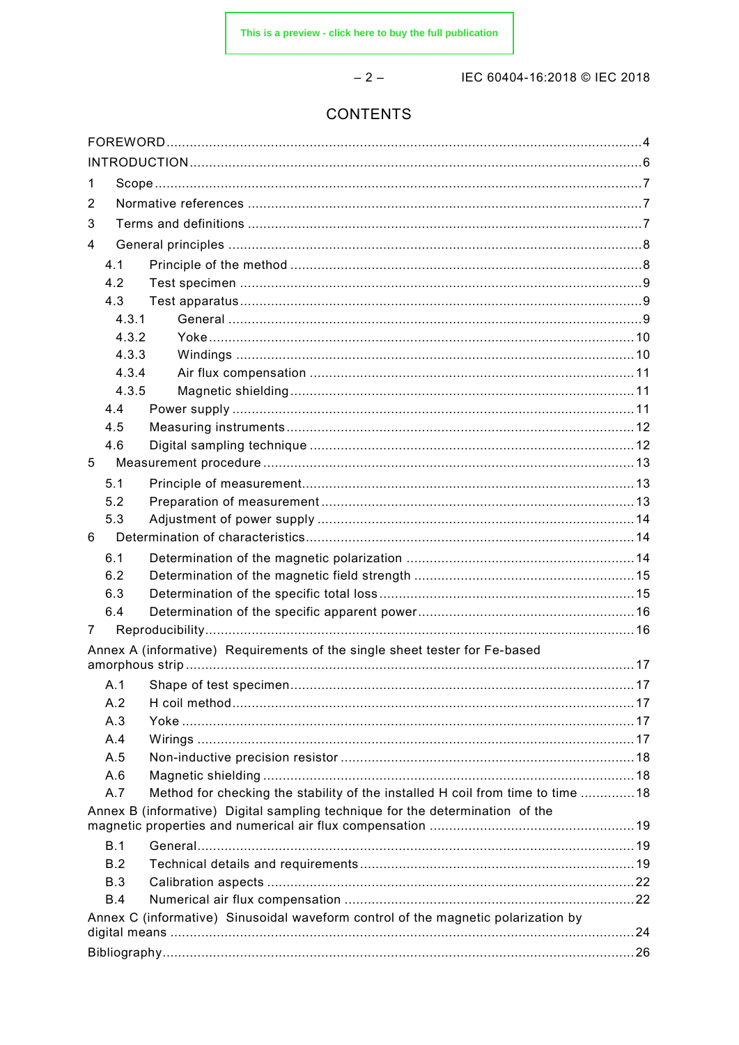# CONTENTS

FOREWORD ........................................................................................................................ 4

INTRODUCTION ................................................................................................................. 6

1 Scope ............................................................................................................................. 7

2 Normative references ..................................................................................................... 7

3 Terms and definitions ..................................................................................................... 7

4 General principles ........................................................................................................... 8

- 4.1 Principle of the method .......................................................................................... 8
- 4.2 Test specimen ........................................................................................................ 9
- 4.3 Test apparatus ........................................................................................................ 9
  - 4.3.1 General .......................................................................................................... 9
  - 4.3.2 Yoke ............................................................................................................. 10
  - 4.3.3 Windings ...................................................................................................... 10
  - 4.3.4 Air flux compensation ................................................................................... 11
  - 4.3.5 Magnetic shielding ........................................................................................ 11
- 4.4 Power supply ........................................................................................................ 11
- 4.5 Measuring instruments .......................................................................................... 12
- 4.6 Digital sampling technique .................................................................................... 12

5 Measurement procedure ............................................................................................... 13

- 5.1 Principle of measurement ....................................................................................... 13
- 5.2 Preparation of measurement .................................................................................. 13
- 5.3 Adjustment of power supply ................................................................................... 14

6 Determination of characteristics .................................................................................... 14

- 6.1 Determination of the magnetic polarization ............................................................ 14
- 6.2 Determination of the magnetic field strength .......................................................... 15
- 6.3 Determination of the specific total loss .................................................................. 15
- 6.4 Determination of the specific apparent power ......................................................... 16

7 Reproducibility .............................................................................................................. 16

Annex A (informative) Requirements of the single sheet tester for Fe-based amorphous strip ................................................................................................................... 17

- A.1 Shape of test specimen ......................................................................................... 17
- A.2 H coil method ....................................................................................................... 17
- A.3 Yoke ..................................................................................................................... 17
- A.4 Wirings ................................................................................................................. 17
- A.5 Non-inductive precision resistor ............................................................................ 18
- A.6 Magnetic shielding ................................................................................................ 18
- A.7 Method for checking the stability of the installed H coil from time to time .............. 18

Annex B (informative) Digital sampling technique for the determination of the magnetic properties and numerical air flux compensation ..................................................... 19

- B.1 General ................................................................................................................. 19
- B.2 Technical details and requirements ....................................................................... 19
- B.3 Calibration aspects ............................................................................................... 22
- B.4 Numerical air flux compensation ........................................................................... 22

Annex C (informative) Sinusoidal waveform control of the magnetic polarization by digital means ............................................................................................................... 24

Bibliography ...................................................................................................................... 26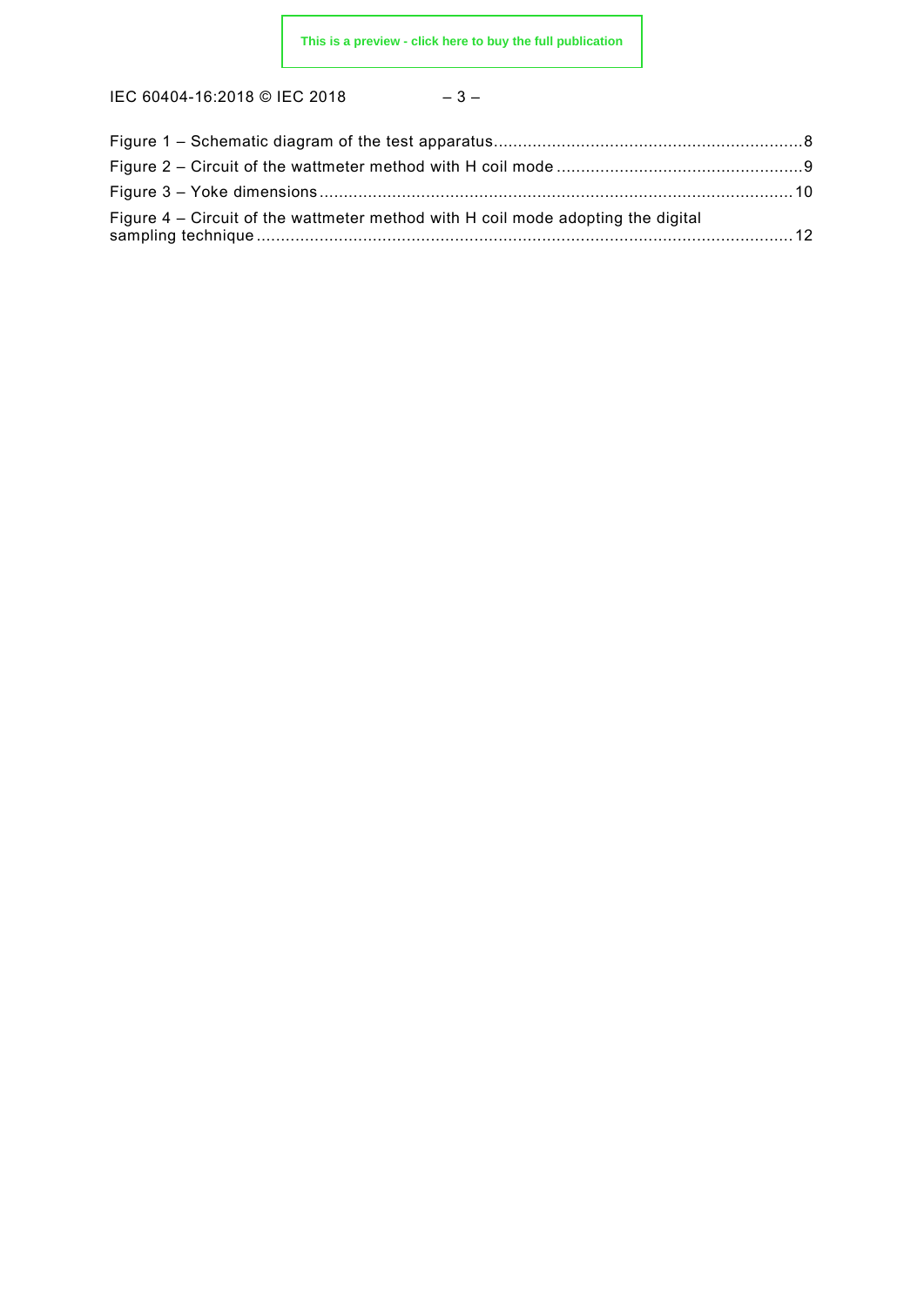Figure 1 – Schematic diagram of the test apparatus ................................................................ 8
Figure 2 – Circuit of the wattmeter method with H coil mode ................................................... 9
Figure 3 – Yoke dimensions ................................................................................................ 10
Figure 4 – Circuit of the wattmeter method with H coil mode adopting the digital sampling technique ............................................................................................................... 12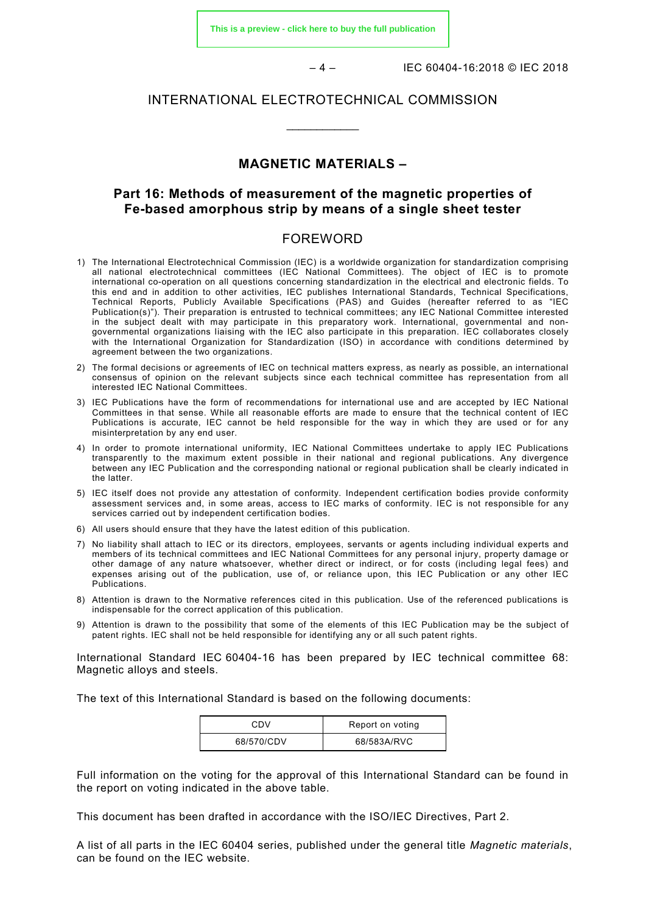# INTERNATIONAL ELECTROTECHNICAL COMMISSION

\_\_\_\_\_\_\_\_\_\_\_\_

## MAGNETIC MATERIALS –

## Part 16: Methods of measurement of the magnetic properties of Fe-based amorphous strip by means of a single sheet tester

## FOREWORD

1) The International Electrotechnical Commission (IEC) is a worldwide organization for standardization comprising all national electrotechnical committees (IEC National Committees). The object of IEC is to promote international co-operation on all questions concerning standardization in the electrical and electronic fields. To this end and in addition to other activities, IEC publishes International Standards, Technical Specifications, Technical Reports, Publicly Available Specifications (PAS) and Guides (hereafter referred to as "IEC Publication(s)"). Their preparation is entrusted to technical committees; any IEC National Committee interested in the subject dealt with may participate in this preparatory work. International, governmental and non-governmental organizations liaising with the IEC also participate in this preparation. IEC collaborates closely with the International Organization for Standardization (ISO) in accordance with conditions determined by agreement between the two organizations.
2) The formal decisions or agreements of IEC on technical matters express, as nearly as possible, an international consensus of opinion on the relevant subjects since each technical committee has representation from all interested IEC National Committees.
3) IEC Publications have the form of recommendations for international use and are accepted by IEC National Committees in that sense. While all reasonable efforts are made to ensure that the technical content of IEC Publications is accurate, IEC cannot be held responsible for the way in which they are used or for any misinterpretation by any end user.
4) In order to promote international uniformity, IEC National Committees undertake to apply IEC Publications transparently to the maximum extent possible in their national and regional publications. Any divergence between any IEC Publication and the corresponding national or regional publication shall be clearly indicated in the latter.
5) IEC itself does not provide any attestation of conformity. Independent certification bodies provide conformity assessment services and, in some areas, access to IEC marks of conformity. IEC is not responsible for any services carried out by independent certification bodies.
6) All users should ensure that they have the latest edition of this publication.
7) No liability shall attach to IEC or its directors, employees, servants or agents including individual experts and members of its technical committees and IEC National Committees for any personal injury, property damage or other damage of any nature whatsoever, whether direct or indirect, or for costs (including legal fees) and expenses arising out of the publication, use of, or reliance upon, this IEC Publication or any other IEC Publications.
8) Attention is drawn to the Normative references cited in this publication. Use of the referenced publications is indispensable for the correct application of this publication.
9) Attention is drawn to the possibility that some of the elements of this IEC Publication may be the subject of patent rights. IEC shall not be held responsible for identifying any or all such patent rights.

International Standard IEC 60404-16 has been prepared by IEC technical committee 68: Magnetic alloys and steels.

The text of this International Standard is based on the following documents:

| CDV | Report on voting |
|---|---|
| 68/570/CDV | 68/583A/RVC |

Full information on the voting for the approval of this International Standard can be found in the report on voting indicated in the above table.

This document has been drafted in accordance with the ISO/IEC Directives, Part 2.

A list of all parts in the IEC 60404 series, published under the general title *Magnetic materials*, can be found on the IEC website.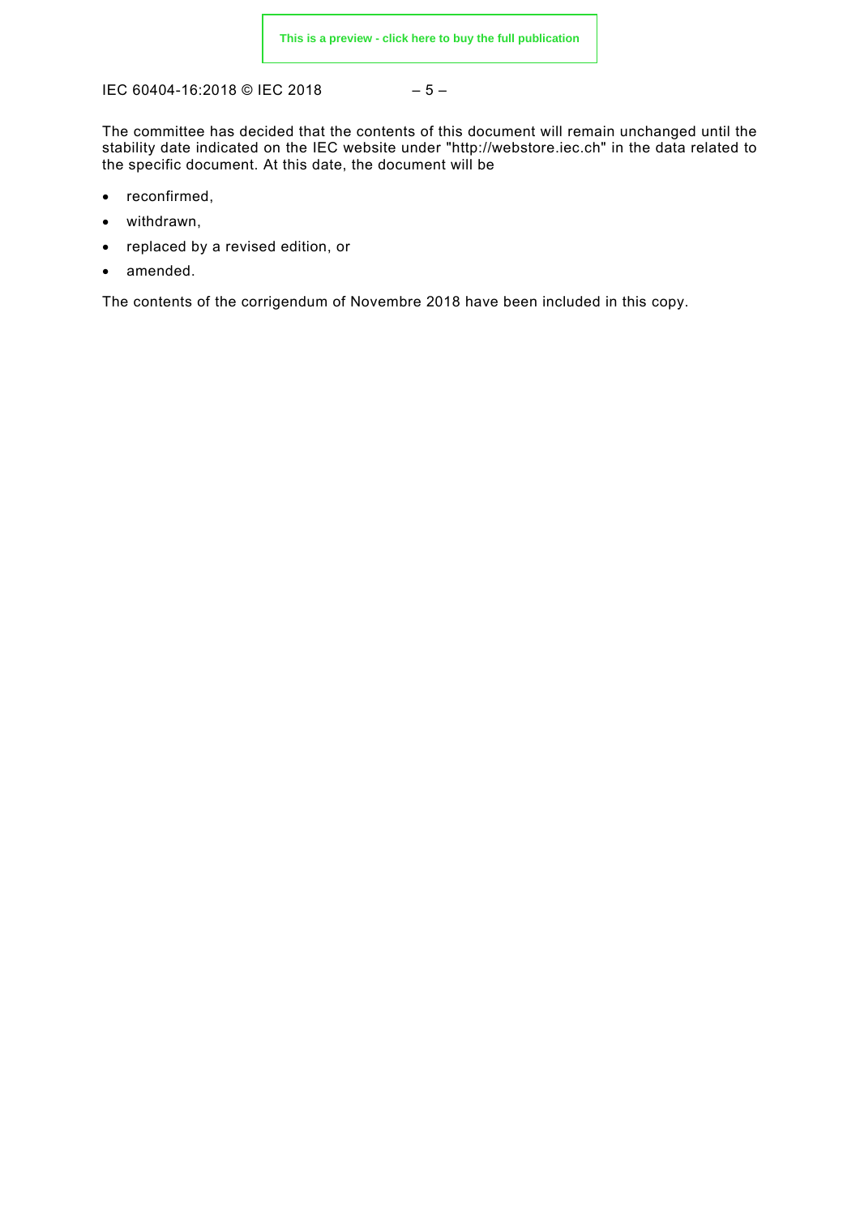The committee has decided that the contents of this document will remain unchanged until the stability date indicated on the IEC website under "http://webstore.iec.ch" in the data related to the specific document. At this date, the document will be

- reconfirmed,
- withdrawn,
- replaced by a revised edition, or
- amended.

The contents of the corrigendum of Novembre 2018 have been included in this copy.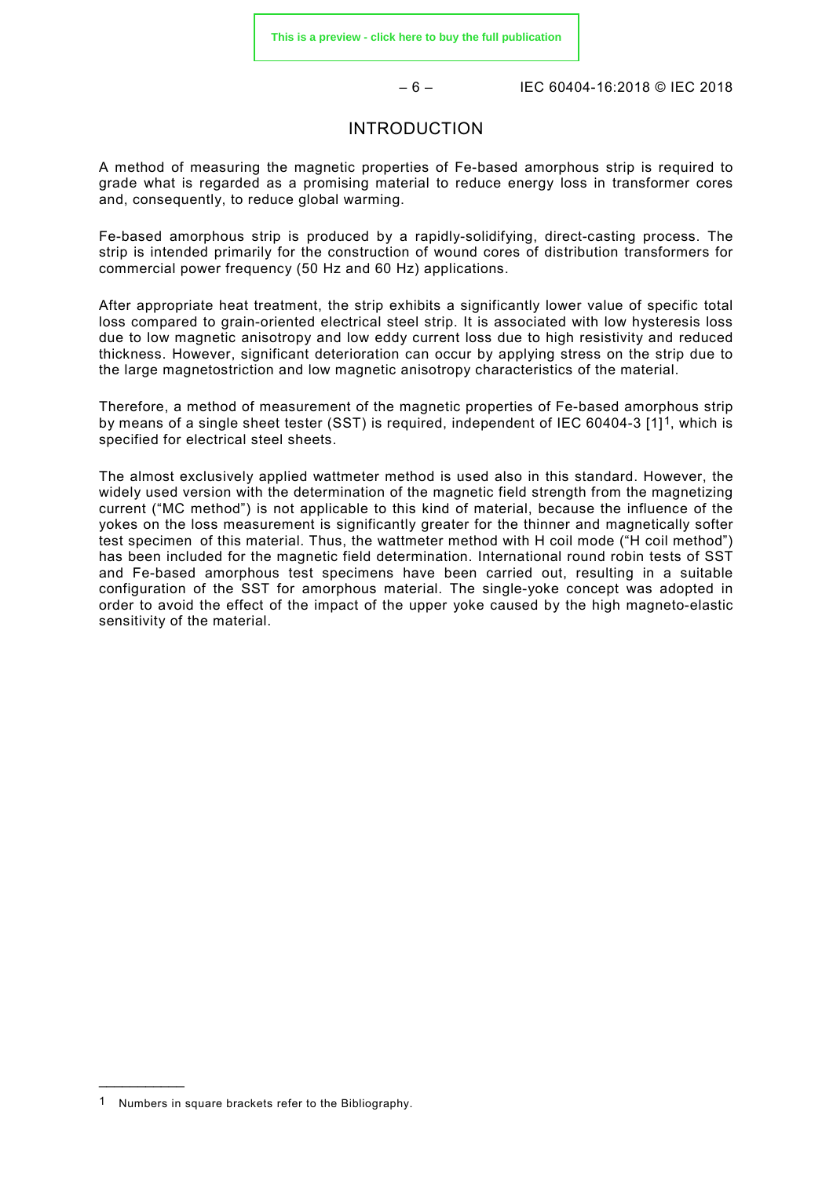# INTRODUCTION

A method of measuring the magnetic properties of Fe-based amorphous strip is required to grade what is regarded as a promising material to reduce energy loss in transformer cores and, consequently, to reduce global warming.

Fe-based amorphous strip is produced by a rapidly-solidifying, direct-casting process. The strip is intended primarily for the construction of wound cores of distribution transformers for commercial power frequency (50 Hz and 60 Hz) applications.

After appropriate heat treatment, the strip exhibits a significantly lower value of specific total loss compared to grain-oriented electrical steel strip. It is associated with low hysteresis loss due to low magnetic anisotropy and low eddy current loss due to high resistivity and reduced thickness. However, significant deterioration can occur by applying stress on the strip due to the large magnetostriction and low magnetic anisotropy characteristics of the material.

Therefore, a method of measurement of the magnetic properties of Fe-based amorphous strip by means of a single sheet tester (SST) is required, independent of IEC 60404-3 [1][1], which is specified for electrical steel sheets.

The almost exclusively applied wattmeter method is used also in this standard. However, the widely used version with the determination of the magnetic field strength from the magnetizing current ("MC method") is not applicable to this kind of material, because the influence of the yokes on the loss measurement is significantly greater for the thinner and magnetically softer test specimen of this material. Thus, the wattmeter method with H coil mode ("H coil method") has been included for the magnetic field determination. International round robin tests of SST and Fe-based amorphous test specimens have been carried out, resulting in a suitable configuration of the SST for amorphous material. The single-yoke concept was adopted in order to avoid the effect of the impact of the upper yoke caused by the high magneto-elastic sensitivity of the material.

---

[1] Numbers in square brackets refer to the Bibliography.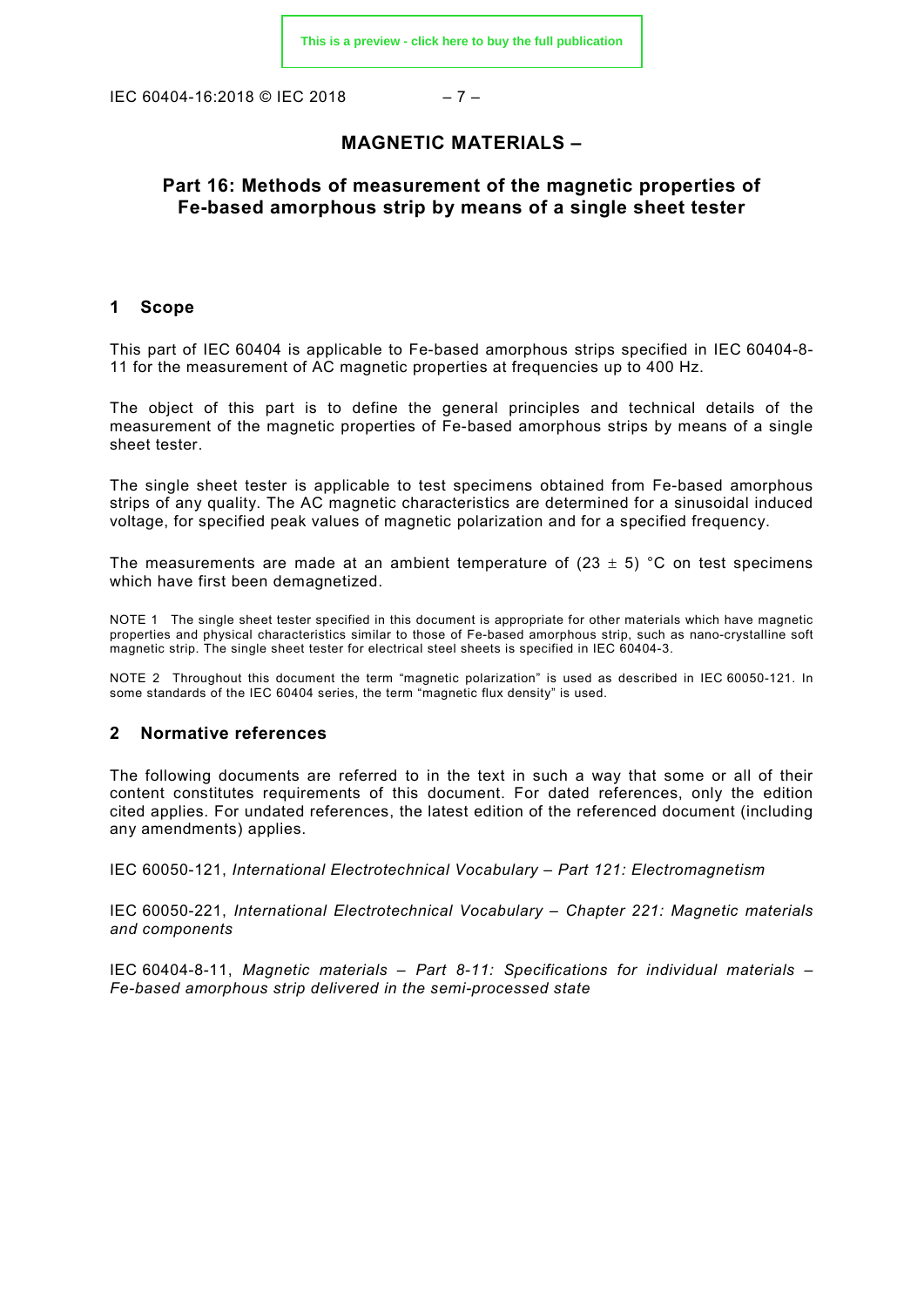# MAGNETIC MATERIALS –

# Part 16: Methods of measurement of the magnetic properties of Fe-based amorphous strip by means of a single sheet tester

## 1 Scope

This part of IEC 60404 is applicable to Fe-based amorphous strips specified in IEC 60404-8-11 for the measurement of AC magnetic properties at frequencies up to 400 Hz.

The object of this part is to define the general principles and technical details of the measurement of the magnetic properties of Fe-based amorphous strips by means of a single sheet tester.

The single sheet tester is applicable to test specimens obtained from Fe-based amorphous strips of any quality. The AC magnetic characteristics are determined for a sinusoidal induced voltage, for specified peak values of magnetic polarization and for a specified frequency.

The measurements are made at an ambient temperature of (23 ± 5) °C on test specimens which have first been demagnetized.

NOTE 1 The single sheet tester specified in this document is appropriate for other materials which have magnetic properties and physical characteristics similar to those of Fe-based amorphous strip, such as nano-crystalline soft magnetic strip. The single sheet tester for electrical steel sheets is specified in IEC 60404-3.

NOTE 2 Throughout this document the term "magnetic polarization" is used as described in IEC 60050-121. In some standards of the IEC 60404 series, the term "magnetic flux density" is used.

## 2 Normative references

The following documents are referred to in the text in such a way that some or all of their content constitutes requirements of this document. For dated references, only the edition cited applies. For undated references, the latest edition of the referenced document (including any amendments) applies.

IEC 60050-121, *International Electrotechnical Vocabulary – Part 121: Electromagnetism*

IEC 60050-221, *International Electrotechnical Vocabulary – Chapter 221: Magnetic materials and components*

IEC 60404-8-11, *Magnetic materials – Part 8-11: Specifications for individual materials – Fe-based amorphous strip delivered in the semi-processed state*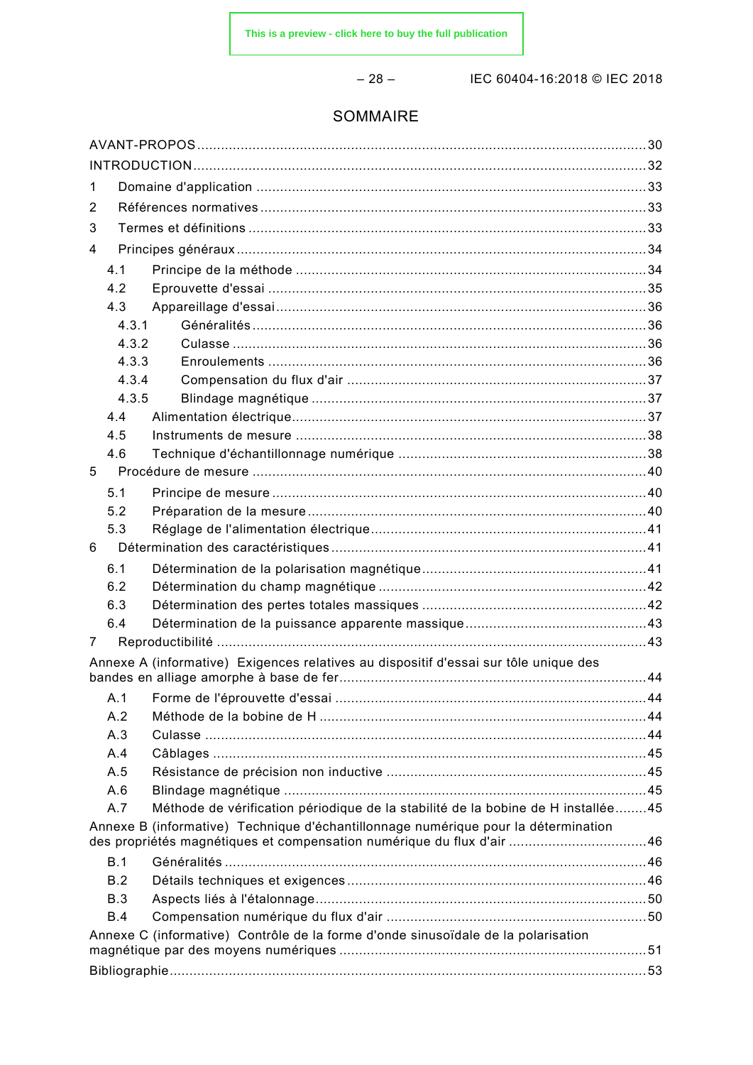# SOMMAIRE

AVANT-PROPOS ............ 30
INTRODUCTION ............ 32
1 Domaine d'application ............ 33
2 Références normatives ............ 33
3 Termes et définitions ............ 33
4 Principes généraux ............ 34
 4.1 Principe de la méthode ............ 34
 4.2 Eprouvette d'essai ............ 35
 4.3 Appareillage d'essai ............ 36
  4.3.1 Généralités ............ 36
  4.3.2 Culasse ............ 36
  4.3.3 Enroulements ............ 36
  4.3.4 Compensation du flux d'air ............ 37
  4.3.5 Blindage magnétique ............ 37
 4.4 Alimentation électrique ............ 37
 4.5 Instruments de mesure ............ 38
 4.6 Technique d'échantillonnage numérique ............ 38
5 Procédure de mesure ............ 40
 5.1 Principe de mesure ............ 40
 5.2 Préparation de la mesure ............ 40
 5.3 Réglage de l'alimentation électrique ............ 41
6 Détermination des caractéristiques ............ 41
 6.1 Détermination de la polarisation magnétique ............ 41
 6.2 Détermination du champ magnétique ............ 42
 6.3 Détermination des pertes totales massiques ............ 42
 6.4 Détermination de la puissance apparente massique ............ 43
7 Reproductibilité ............ 43
Annexe A (informative) Exigences relatives au dispositif d'essai sur tôle unique des bandes en alliage amorphe à base de fer ............ 44
 A.1 Forme de l'éprouvette d'essai ............ 44
 A.2 Méthode de la bobine de H ............ 44
 A.3 Culasse ............ 44
 A.4 Câblages ............ 45
 A.5 Résistance de précision non inductive ............ 45
 A.6 Blindage magnétique ............ 45
 A.7 Méthode de vérification périodique de la stabilité de la bobine de H installée ............ 45
Annexe B (informative) Technique d'échantillonnage numérique pour la détermination des propriétés magnétiques et compensation numérique du flux d'air ............ 46
 B.1 Généralités ............ 46
 B.2 Détails techniques et exigences ............ 46
 B.3 Aspects liés à l'étalonnage ............ 50
 B.4 Compensation numérique du flux d'air ............ 50
Annexe C (informative) Contrôle de la forme d'onde sinusoïdale de la polarisation magnétique par des moyens numériques ............ 51
Bibliographie ............ 53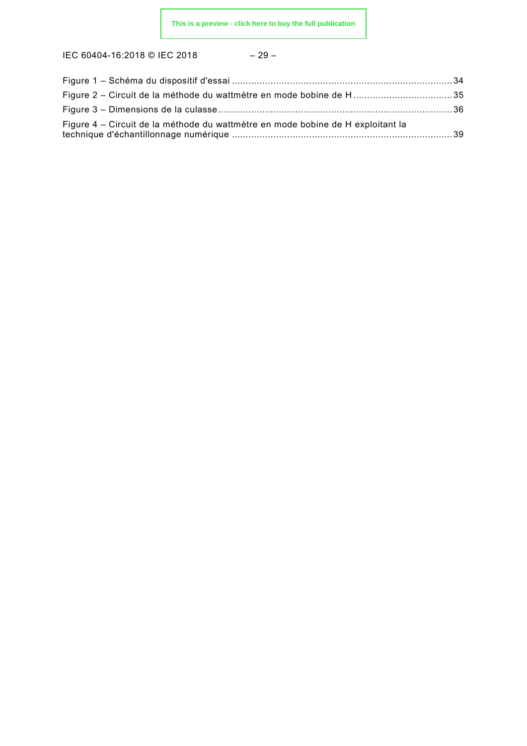Figure 1 – Schéma du dispositif d'essai ............................................................................... 34
Figure 2 – Circuit de la méthode du wattmètre en mode bobine de H .................................. 35
Figure 3 – Dimensions de la culasse ................................................................................... 36
Figure 4 – Circuit de la méthode du wattmètre en mode bobine de H exploitant la technique d'échantillonnage numérique ............................................................................... 39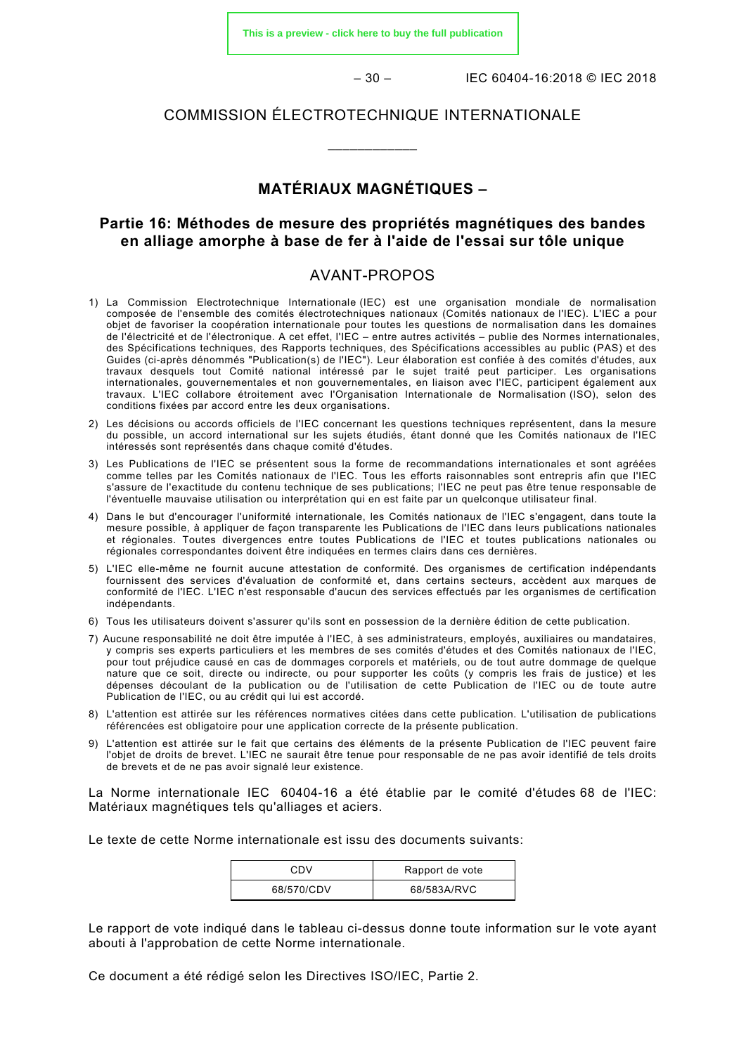# COMMISSION ÉLECTROTECHNIQUE INTERNATIONALE

\_\_\_\_\_\_\_\_\_\_\_\_

## MATÉRIAUX MAGNÉTIQUES –

## Partie 16: Méthodes de mesure des propriétés magnétiques des bandes en alliage amorphe à base de fer à l'aide de l'essai sur tôle unique

## AVANT-PROPOS

1) La Commission Electrotechnique Internationale (IEC) est une organisation mondiale de normalisation composée de l'ensemble des comités électrotechniques nationaux (Comités nationaux de l'IEC). L'IEC a pour objet de favoriser la coopération internationale pour toutes les questions de normalisation dans les domaines de l'électricité et de l'électronique. A cet effet, l'IEC – entre autres activités – publie des Normes internationales, des Spécifications techniques, des Rapports techniques, des Spécifications accessibles au public (PAS) et des Guides (ci-après dénommés "Publication(s) de l'IEC"). Leur élaboration est confiée à des comités d'études, aux travaux desquels tout Comité national intéressé par le sujet traité peut participer. Les organisations internationales, gouvernementales et non gouvernementales, en liaison avec l'IEC, participent également aux travaux. L'IEC collabore étroitement avec l'Organisation Internationale de Normalisation (ISO), selon des conditions fixées par accord entre les deux organisations.

2) Les décisions ou accords officiels de l'IEC concernant les questions techniques représentent, dans la mesure du possible, un accord international sur les sujets étudiés, étant donné que les Comités nationaux de l'IEC intéressés sont représentés dans chaque comité d'études.

3) Les Publications de l'IEC se présentent sous la forme de recommandations internationales et sont agréées comme telles par les Comités nationaux de l'IEC. Tous les efforts raisonnables sont entrepris afin que l'IEC s'assure de l'exactitude du contenu technique de ses publications; l'IEC ne peut pas être tenue responsable de l'éventuelle mauvaise utilisation ou interprétation qui en est faite par un quelconque utilisateur final.

4) Dans le but d'encourager l'uniformité internationale, les Comités nationaux de l'IEC s'engagent, dans toute la mesure possible, à appliquer de façon transparente les Publications de l'IEC dans leurs publications nationales et régionales. Toutes divergences entre toutes Publications de l'IEC et toutes publications nationales ou régionales correspondantes doivent être indiquées en termes clairs dans ces dernières.

5) L'IEC elle-même ne fournit aucune attestation de conformité. Des organismes de certification indépendants fournissent des services d'évaluation de conformité et, dans certains secteurs, accèdent aux marques de conformité de l'IEC. L'IEC n'est responsable d'aucun des services effectués par les organismes de certification indépendants.

6) Tous les utilisateurs doivent s'assurer qu'ils sont en possession de la dernière édition de cette publication.

7) Aucune responsabilité ne doit être imputée à l'IEC, à ses administrateurs, employés, auxiliaires ou mandataires, y compris ses experts particuliers et les membres de ses comités d'études et des Comités nationaux de l'IEC, pour tout préjudice causé en cas de dommages corporels et matériels, ou de tout autre dommage de quelque nature que ce soit, directe ou indirecte, ou pour supporter les coûts (y compris les frais de justice) et les dépenses découlant de la publication ou de l'utilisation de cette Publication de l'IEC ou de toute autre Publication de l'IEC, ou au crédit qui lui est accordé.

8) L'attention est attirée sur les références normatives citées dans cette publication. L'utilisation de publications référencées est obligatoire pour une application correcte de la présente publication.

9) L'attention est attirée sur le fait que certains des éléments de la présente Publication de l'IEC peuvent faire l'objet de droits de brevet. L'IEC ne saurait être tenue pour responsable de ne pas avoir identifié de tels droits de brevets et de ne pas avoir signalé leur existence.

La Norme internationale IEC 60404-16 a été établie par le comité d'études 68 de l'IEC: Matériaux magnétiques tels qu'alliages et aciers.

Le texte de cette Norme internationale est issu des documents suivants:

| CDV | Rapport de vote |
|---|---|
| 68/570/CDV | 68/583A/RVC |

Le rapport de vote indiqué dans le tableau ci-dessus donne toute information sur le vote ayant abouti à l'approbation de cette Norme internationale.

Ce document a été rédigé selon les Directives ISO/IEC, Partie 2.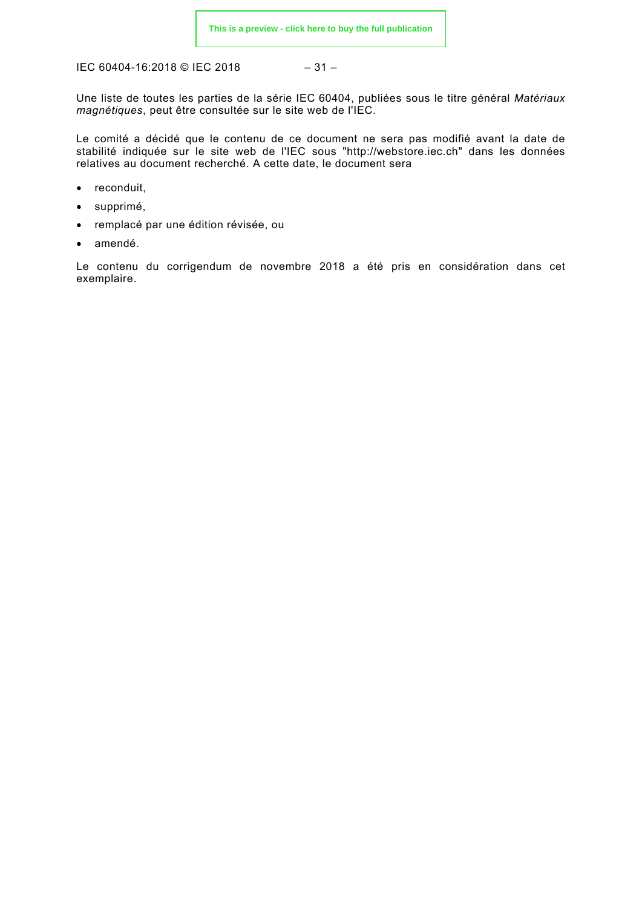Une liste de toutes les parties de la série IEC 60404, publiées sous le titre général *Matériaux magnétiques*, peut être consultée sur le site web de l'IEC.

Le comité a décidé que le contenu de ce document ne sera pas modifié avant la date de stabilité indiquée sur le site web de l'IEC sous "http://webstore.iec.ch" dans les données relatives au document recherché. A cette date, le document sera

- reconduit,
- supprimé,
- remplacé par une édition révisée, ou
- amendé.

Le contenu du corrigendum de novembre 2018 a été pris en considération dans cet exemplaire.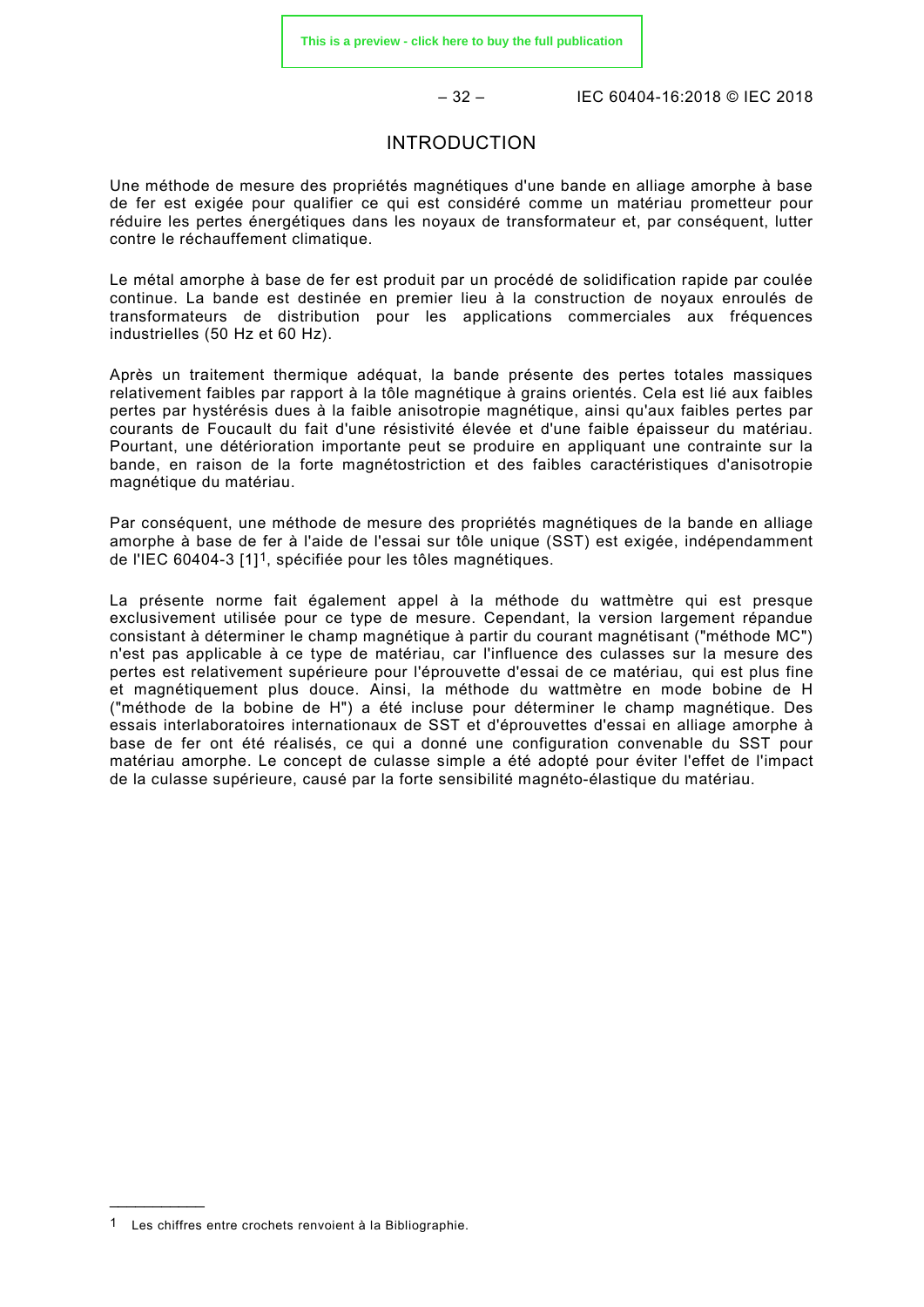# INTRODUCTION

Une méthode de mesure des propriétés magnétiques d'une bande en alliage amorphe à base de fer est exigée pour qualifier ce qui est considéré comme un matériau prometteur pour réduire les pertes énergétiques dans les noyaux de transformateur et, par conséquent, lutter contre le réchauffement climatique.

Le métal amorphe à base de fer est produit par un procédé de solidification rapide par coulée continue. La bande est destinée en premier lieu à la construction de noyaux enroulés de transformateurs de distribution pour les applications commerciales aux fréquences industrielles (50 Hz et 60 Hz).

Après un traitement thermique adéquat, la bande présente des pertes totales massiques relativement faibles par rapport à la tôle magnétique à grains orientés. Cela est lié aux faibles pertes par hystérésis dues à la faible anisotropie magnétique, ainsi qu'aux faibles pertes par courants de Foucault du fait d'une résistivité élevée et d'une faible épaisseur du matériau. Pourtant, une détérioration importante peut se produire en appliquant une contrainte sur la bande, en raison de la forte magnétostriction et des faibles caractéristiques d'anisotropie magnétique du matériau.

Par conséquent, une méthode de mesure des propriétés magnétiques de la bande en alliage amorphe à base de fer à l'aide de l'essai sur tôle unique (SST) est exigée, indépendamment de l'IEC 60404-3 [1][1], spécifiée pour les tôles magnétiques.

La présente norme fait également appel à la méthode du wattmètre qui est presque exclusivement utilisée pour ce type de mesure. Cependant, la version largement répandue consistant à déterminer le champ magnétique à partir du courant magnétisant ("méthode MC") n'est pas applicable à ce type de matériau, car l'influence des culasses sur la mesure des pertes est relativement supérieure pour l'éprouvette d'essai de ce matériau, qui est plus fine et magnétiquement plus douce. Ainsi, la méthode du wattmètre en mode bobine de H ("méthode de la bobine de H") a été incluse pour déterminer le champ magnétique. Des essais interlaboratoires internationaux de SST et d'éprouvettes d'essai en alliage amorphe à base de fer ont été réalisés, ce qui a donné une configuration convenable du SST pour matériau amorphe. Le concept de culasse simple a été adopté pour éviter l'effet de l'impact de la culasse supérieure, causé par la forte sensibilité magnéto-élastique du matériau.

---

1 Les chiffres entre crochets renvoient à la Bibliographie.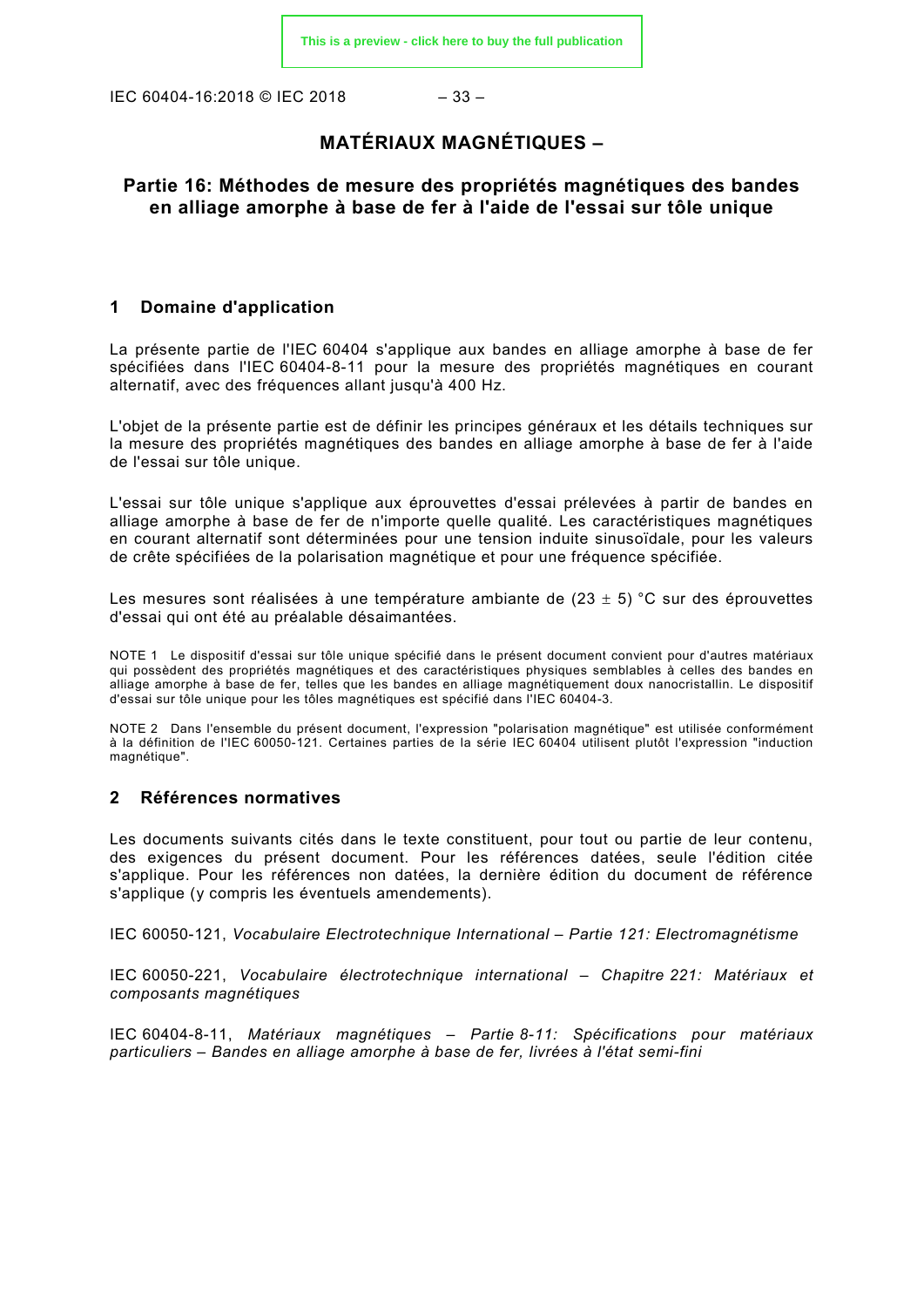# MATÉRIAUX MAGNÉTIQUES –

## Partie 16: Méthodes de mesure des propriétés magnétiques des bandes en alliage amorphe à base de fer à l'aide de l'essai sur tôle unique

### 1 Domaine d'application

La présente partie de l'IEC 60404 s'applique aux bandes en alliage amorphe à base de fer spécifiées dans l'IEC 60404-8-11 pour la mesure des propriétés magnétiques en courant alternatif, avec des fréquences allant jusqu'à 400 Hz.

L'objet de la présente partie est de définir les principes généraux et les détails techniques sur la mesure des propriétés magnétiques des bandes en alliage amorphe à base de fer à l'aide de l'essai sur tôle unique.

L'essai sur tôle unique s'applique aux éprouvettes d'essai prélevées à partir de bandes en alliage amorphe à base de fer de n'importe quelle qualité. Les caractéristiques magnétiques en courant alternatif sont déterminées pour une tension induite sinusoïdale, pour les valeurs de crête spécifiées de la polarisation magnétique et pour une fréquence spécifiée.

Les mesures sont réalisées à une température ambiante de (23 ± 5) °C sur des éprouvettes d'essai qui ont été au préalable désaimantées.

NOTE 1 Le dispositif d'essai sur tôle unique spécifié dans le présent document convient pour d'autres matériaux qui possèdent des propriétés magnétiques et des caractéristiques physiques semblables à celles des bandes en alliage amorphe à base de fer, telles que les bandes en alliage magnétiquement doux nanocristallin. Le dispositif d'essai sur tôle unique pour les tôles magnétiques est spécifié dans l'IEC 60404-3.

NOTE 2 Dans l'ensemble du présent document, l'expression "polarisation magnétique" est utilisée conformément à la définition de l'IEC 60050-121. Certaines parties de la série IEC 60404 utilisent plutôt l'expression "induction magnétique".

### 2 Références normatives

Les documents suivants cités dans le texte constituent, pour tout ou partie de leur contenu, des exigences du présent document. Pour les références datées, seule l'édition citée s'applique. Pour les références non datées, la dernière édition du document de référence s'applique (y compris les éventuels amendements).

IEC 60050-121, *Vocabulaire Electrotechnique International – Partie 121: Electromagnétisme*

IEC 60050-221, *Vocabulaire électrotechnique international – Chapitre 221: Matériaux et composants magnétiques*

IEC 60404-8-11, *Matériaux magnétiques – Partie 8-11: Spécifications pour matériaux particuliers – Bandes en alliage amorphe à base de fer, livrées à l'état semi-fini*